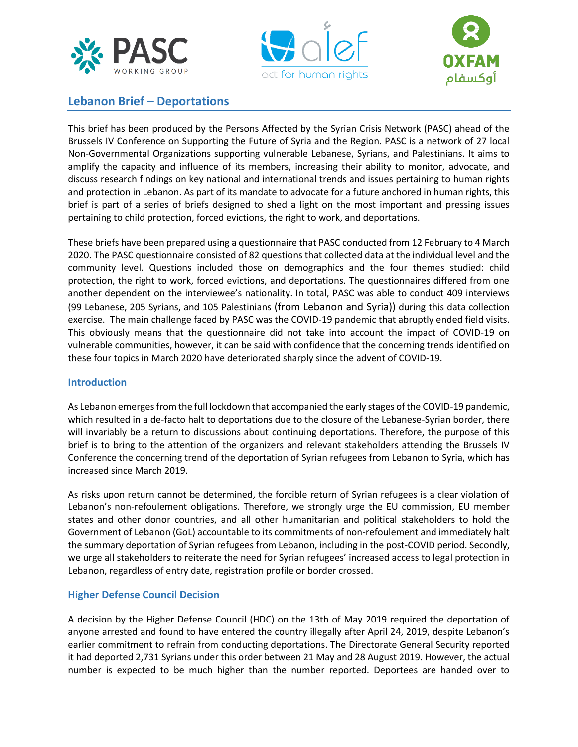## Lebanon Brief – Deportations

This brief has been produced by the Persons Affected by the Syrian Crisis Network (PASC) ahead of the Brussels IV Conference on Supporting the Future of Syria and the Region. PASC is a network of 27 local Non-Governmental Organizations supporting vulnerable Lebanese, Syrians, and Palestinians. It aims to amplify the capacity and influence of its members, increasing their ability to monitor, advocate, and discuss research findings on key national and international trends and issues pertaining to human rights and protection in Lebanon. As part of its mandate to advocate for a future anchored in human rights, this brief is part of a series of briefs designed to shed a light on the most important and pressing issues pertaining to child protection, forced evictions, the right to work, and deportations.

These briefs have been prepared using a questionnaire that PASC conducted from 12 February to 4 March 2020. The PASC questionnaire consisted of 82 questions that collected data at the individual and the community level. Questions included those on demographics and the four themes studied: child protection, the right to work, forced evictions, and deportations. The questionnaires differed from one another dependent on the interviewee's nationality. In total, PASC was able to conduct 409 interviews (99 Lebanese, 205 Syrians, and 105 Palestinians (from Lebanon and Syria)) during this data collection exercise. The main challenge faced by PASC was the COVID-19 pandemic that abruptly ended field visits. This obviously means that the questionnaire did not take into account the impact of COVID-19 on vulnerable communities, however, it can be said with confidence that the concerning trends identified on these four topics in March 2020 have deteriorated sharply since the advent of COVID-19.

### Introduction

As Lebanon emerges from the full lockdown that accompanied the early stages of the COVID-19 pandemic, which resulted in a de-facto halt to deportations due to the closure of the Lebanese-Syrian border, there will invariably be a return to discussions about continuing deportations. Therefore, the purpose of this brief is to bring to the attention of the organizers and relevant stakeholders attending the Brussels IV Conference the concerning trend of the deportation of Syrian refugees from Lebanon to Syria, which has increased since March 2019.

As risks upon return cannot be determined, the forcible return of Syrian refugees is a clear violation of Lebanon's non-refoulement obligations. Therefore, we strongly urge the EU commission, EU member states and other donor countries, and all other humanitarian and political stakeholders to hold the Government of Lebanon (GoL) accountable to its commitments of non-refoulement and immediately halt the summary deportation of Syrian refugees from Lebanon, including in the post-COVID period. Secondly, we urge all stakeholders to reiterate the need for Syrian refugees' increased access to legal protection in Lebanon, regardless of entry date, registration profile or border crossed.

### Higher Defense Council Decision

A decision by the Higher Defense Council (HDC) on the 13th of May 2019 required the deportation of anyone arrested and found to have entered the country illegally after April 24, 2019, despite Lebanon's earlier commitment to refrain from conducting deportations. The Directorate General Security reported it had deported 2,731 Syrians under this order between 21 May and 28 August 2019. However, the actual number is expected to be much higher than the number reported. Deportees are handed over to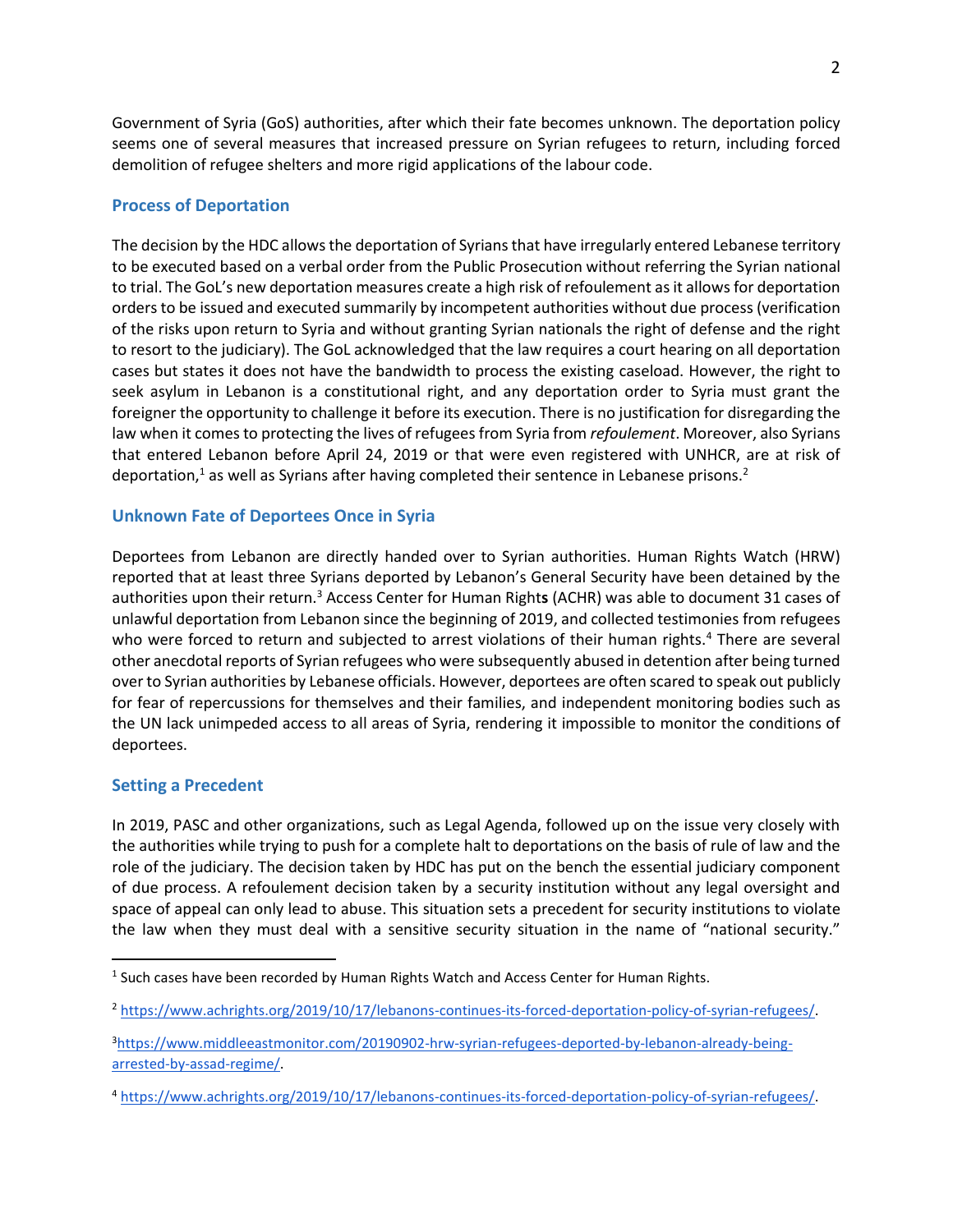Government of Syria (GoS) authorities, after which their fate becomes unknown. The deportation policy seems one of several measures that increased pressure on Syrian refugees to return, including forced demolition of refugee shelters and more rigid applications of the labour code.

### Process of Deportation

The decision by the HDC allows the deportation of Syrians that have irregularly entered Lebanese territory to be executed based on a verbal order from the Public Prosecution without referring the Syrian national to trial. The GoL's new deportation measures create a high risk of refoulement as it allows for deportation orders to be issued and executed summarily by incompetent authorities without due process (verification of the risks upon return to Syria and without granting Syrian nationals the right of defense and the right to resort to the judiciary). The GoL acknowledged that the law requires a court hearing on all deportation cases but states it does not have the bandwidth to process the existing caseload. However, the right to seek asylum in Lebanon is a constitutional right, and any deportation order to Syria must grant the foreigner the opportunity to challenge it before its execution. There is no justification for disregarding the law when it comes to protecting the lives of refugees from Syria from *refoulement*. Moreover, also Syrians that entered Lebanon before April 24, 2019 or that were even registered with UNHCR, are at risk of deportation,[1] as well as Syrians after having completed their sentence in Lebanese prisons.[2]

### Unknown Fate of Deportees Once in Syria

Deportees from Lebanon are directly handed over to Syrian authorities. Human Rights Watch (HRW) reported that at least three Syrians deported by Lebanon's General Security have been detained by the authorities upon their return.[3] Access Center for Human Rights (ACHR) was able to document 31 cases of unlawful deportation from Lebanon since the beginning of 2019, and collected testimonies from refugees who were forced to return and subjected to arrest violations of their human rights.[4] There are several other anecdotal reports of Syrian refugees who were subsequently abused in detention after being turned over to Syrian authorities by Lebanese officials. However, deportees are often scared to speak out publicly for fear of repercussions for themselves and their families, and independent monitoring bodies such as the UN lack unimpeded access to all areas of Syria, rendering it impossible to monitor the conditions of deportees.

### Setting a Precedent

In 2019, PASC and other organizations, such as Legal Agenda, followed up on the issue very closely with the authorities while trying to push for a complete halt to deportations on the basis of rule of law and the role of the judiciary. The decision taken by HDC has put on the bench the essential judiciary component of due process. A refoulement decision taken by a security institution without any legal oversight and space of appeal can only lead to abuse. This situation sets a precedent for security institutions to violate the law when they must deal with a sensitive security situation in the name of "national security."

---

[1] Such cases have been recorded by Human Rights Watch and Access Center for Human Rights.

[2] https://www.achrights.org/2019/10/17/lebanons-continues-its-forced-deportation-policy-of-syrian-refugees/.

[3] https://www.middleeastmonitor.com/20190902-hrw-syrian-refugees-deported-by-lebanon-already-being-arrested-by-assad-regime/.

[4] https://www.achrights.org/2019/10/17/lebanons-continues-its-forced-deportation-policy-of-syrian-refugees/.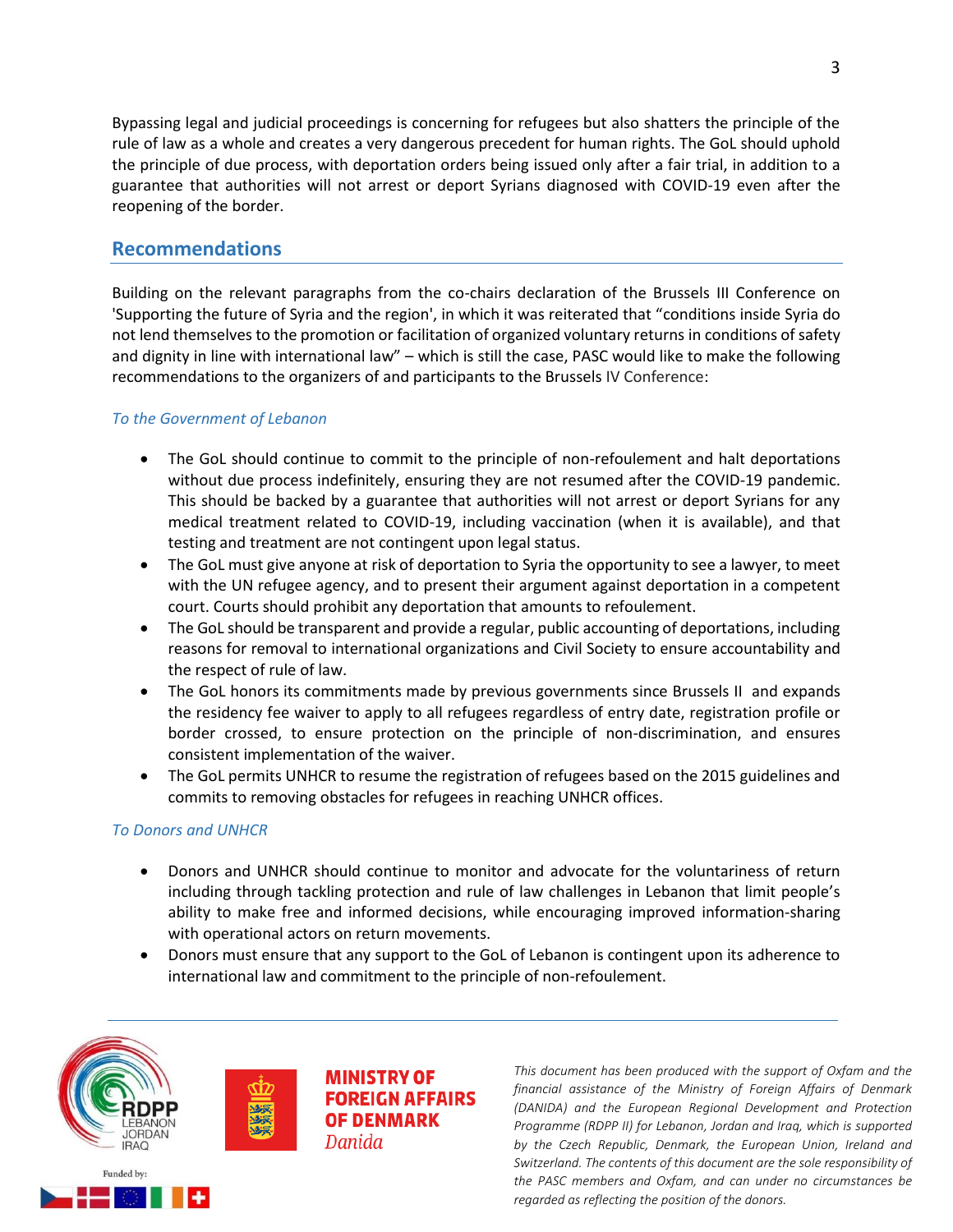Bypassing legal and judicial proceedings is concerning for refugees but also shatters the principle of the rule of law as a whole and creates a very dangerous precedent for human rights. The GoL should uphold the principle of due process, with deportation orders being issued only after a fair trial, in addition to a guarantee that authorities will not arrest or deport Syrians diagnosed with COVID-19 even after the reopening of the border.

## Recommendations

Building on the relevant paragraphs from the co-chairs declaration of the Brussels III Conference on 'Supporting the future of Syria and the region', in which it was reiterated that "conditions inside Syria do not lend themselves to the promotion or facilitation of organized voluntary returns in conditions of safety and dignity in line with international law" – which is still the case, PASC would like to make the following recommendations to the organizers of and participants to the Brussels IV Conference:

### *To the Government of Lebanon*

- The GoL should continue to commit to the principle of non-refoulement and halt deportations without due process indefinitely, ensuring they are not resumed after the COVID-19 pandemic. This should be backed by a guarantee that authorities will not arrest or deport Syrians for any medical treatment related to COVID-19, including vaccination (when it is available), and that testing and treatment are not contingent upon legal status.
- The GoL must give anyone at risk of deportation to Syria the opportunity to see a lawyer, to meet with the UN refugee agency, and to present their argument against deportation in a competent court. Courts should prohibit any deportation that amounts to refoulement.
- The GoL should be transparent and provide a regular, public accounting of deportations, including reasons for removal to international organizations and Civil Society to ensure accountability and the respect of rule of law.
- The GoL honors its commitments made by previous governments since Brussels II and expands the residency fee waiver to apply to all refugees regardless of entry date, registration profile or border crossed, to ensure protection on the principle of non-discrimination, and ensures consistent implementation of the waiver.
- The GoL permits UNHCR to resume the registration of refugees based on the 2015 guidelines and commits to removing obstacles for refugees in reaching UNHCR offices.

### *To Donors and UNHCR*

- Donors and UNHCR should continue to monitor and advocate for the voluntariness of return including through tackling protection and rule of law challenges in Lebanon that limit people's ability to make free and informed decisions, while encouraging improved information-sharing with operational actors on return movements.
- Donors must ensure that any support to the GoL of Lebanon is contingent upon its adherence to international law and commitment to the principle of non-refoulement.

RDPP LEBANON JORDAN IRAQ

Funded by:

MINISTRY OF FOREIGN AFFAIRS OF DENMARK
*Danida*

*This document has been produced with the support of Oxfam and the financial assistance of the Ministry of Foreign Affairs of Denmark (DANIDA) and the European Regional Development and Protection Programme (RDPP II) for Lebanon, Jordan and Iraq, which is supported by the Czech Republic, Denmark, the European Union, Ireland and Switzerland. The contents of this document are the sole responsibility of the PASC members and Oxfam, and can under no circumstances be regarded as reflecting the position of the donors.*